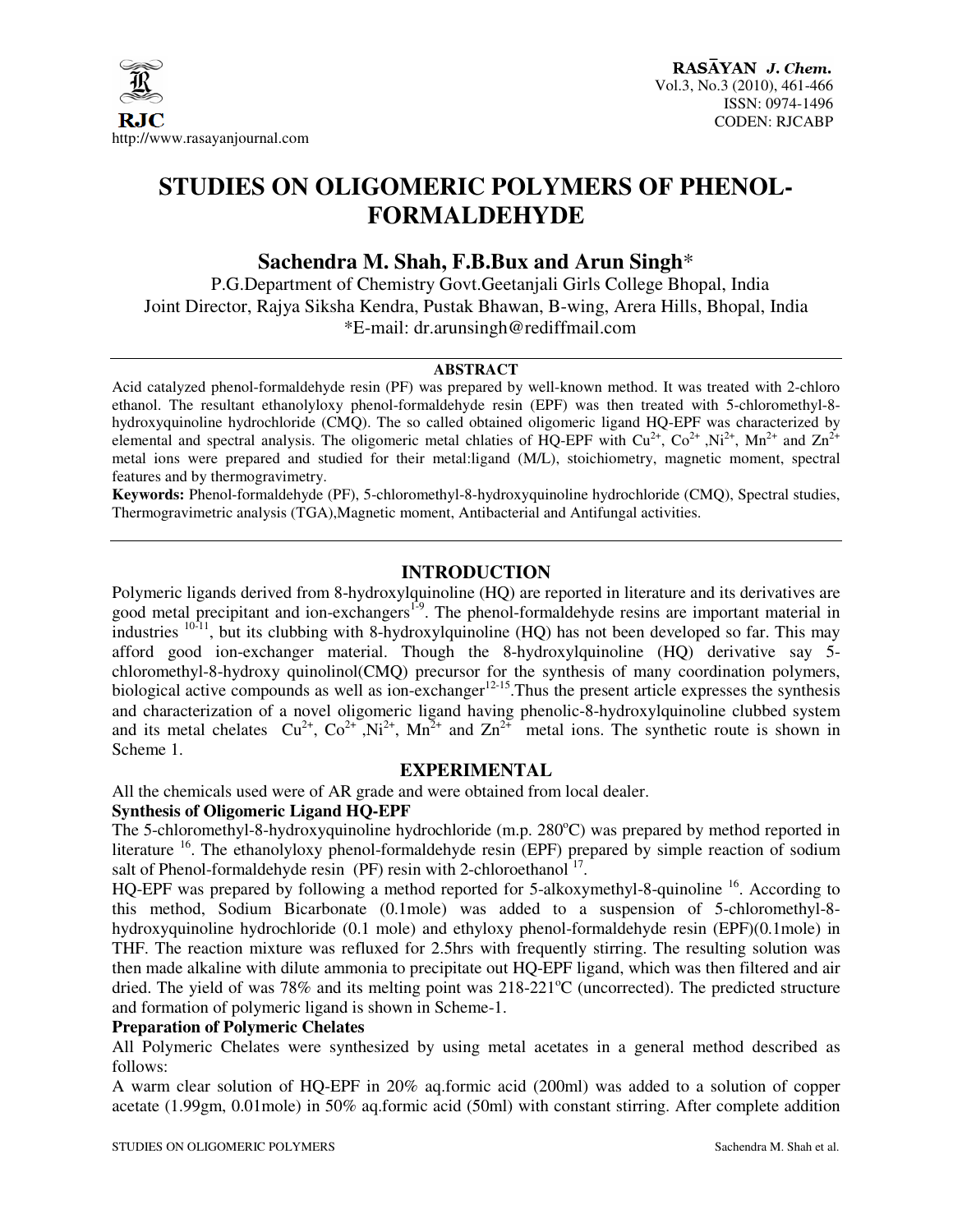# STUDIES ON OLIGOMERIC POLYMERS OF PHENOL-FORMALDEHYDE

## Sachendra M. Shah, F.B.Bux and Arun Singh*

P.G.Department of Chemistry Govt.Geetanjali Girls College Bhopal, India
Joint Director, Rajya Siksha Kendra, Pustak Bhawan, B-wing, Arera Hills, Bhopal, India
*E-mail: dr.arunsingh@rediffmail.com

### ABSTRACT

Acid catalyzed phenol-formaldehyde resin (PF) was prepared by well-known method. It was treated with 2-chloro ethanol. The resultant ethanolyloxy phenol-formaldehyde resin (EPF) was then treated with 5-chloromethyl-8-hydroxyquinoline hydrochloride (CMQ). The so called obtained oligomeric ligand HQ-EPF was characterized by elemental and spectral analysis. The oligomeric metal chlaties of HQ-EPF with $Cu^{2+}$, $Co^{2+}$, $Ni^{2+}$, $Mn^{2+}$ and $Zn^{2+}$ metal ions were prepared and studied for their metal:ligand (M/L), stoichiometry, magnetic moment, spectral features and by thermogravimetry.

**Keywords:** Phenol-formaldehyde (PF), 5-chloromethyl-8-hydroxyquinoline hydrochloride (CMQ), Spectral studies, Thermogravimetric analysis (TGA),Magnetic moment, Antibacterial and Antifungal activities.

## INTRODUCTION

Polymeric ligands derived from 8-hydroxylquinoline (HQ) are reported in literature and its derivatives are good metal precipitant and ion-exchangers[1-9]. The phenol-formaldehyde resins are important material in industries [10-11], but its clubbing with 8-hydroxylquinoline (HQ) has not been developed so far. This may afford good ion-exchanger material. Though the 8-hydroxylquinoline (HQ) derivative say 5-chloromethyl-8-hydroxy quinolinol(CMQ) precursor for the synthesis of many coordination polymers, biological active compounds as well as ion-exchanger[12-15].Thus the present article expresses the synthesis and characterization of a novel oligomeric ligand having phenolic-8-hydroxylquinoline clubbed system and its metal chelates $Cu^{2+}$, $Co^{2+}$, $Ni^{2+}$, $Mn^{2+}$ and $Zn^{2+}$ metal ions. The synthetic route is shown in Scheme 1.

## EXPERIMENTAL

All the chemicals used were of AR grade and were obtained from local dealer.

**Synthesis of Oligomeric Ligand HQ-EPF**

The 5-chloromethyl-8-hydroxyquinoline hydrochloride (m.p. 280°C) was prepared by method reported in literature [16]. The ethanolyloxy phenol-formaldehyde resin (EPF) prepared by simple reaction of sodium salt of Phenol-formaldehyde resin (PF) resin with 2-chloroethanol [17].

HQ-EPF was prepared by following a method reported for 5-alkoxymethyl-8-quinoline [16]. According to this method, Sodium Bicarbonate (0.1mole) was added to a suspension of 5-chloromethyl-8-hydroxyquinoline hydrochloride (0.1 mole) and ethyloxy phenol-formaldehyde resin (EPF)(0.1mole) in THF. The reaction mixture was refluxed for 2.5hrs with frequently stirring. The resulting solution was then made alkaline with dilute ammonia to precipitate out HQ-EPF ligand, which was then filtered and air dried. The yield of was 78% and its melting point was 218-221°C (uncorrected). The predicted structure and formation of polymeric ligand is shown in Scheme-1.

**Preparation of Polymeric Chelates**

All Polymeric Chelates were synthesized by using metal acetates in a general method described as follows:

A warm clear solution of HQ-EPF in 20% aq.formic acid (200ml) was added to a solution of copper acetate (1.99gm, 0.01mole) in 50% aq.formic acid (50ml) with constant stirring. After complete addition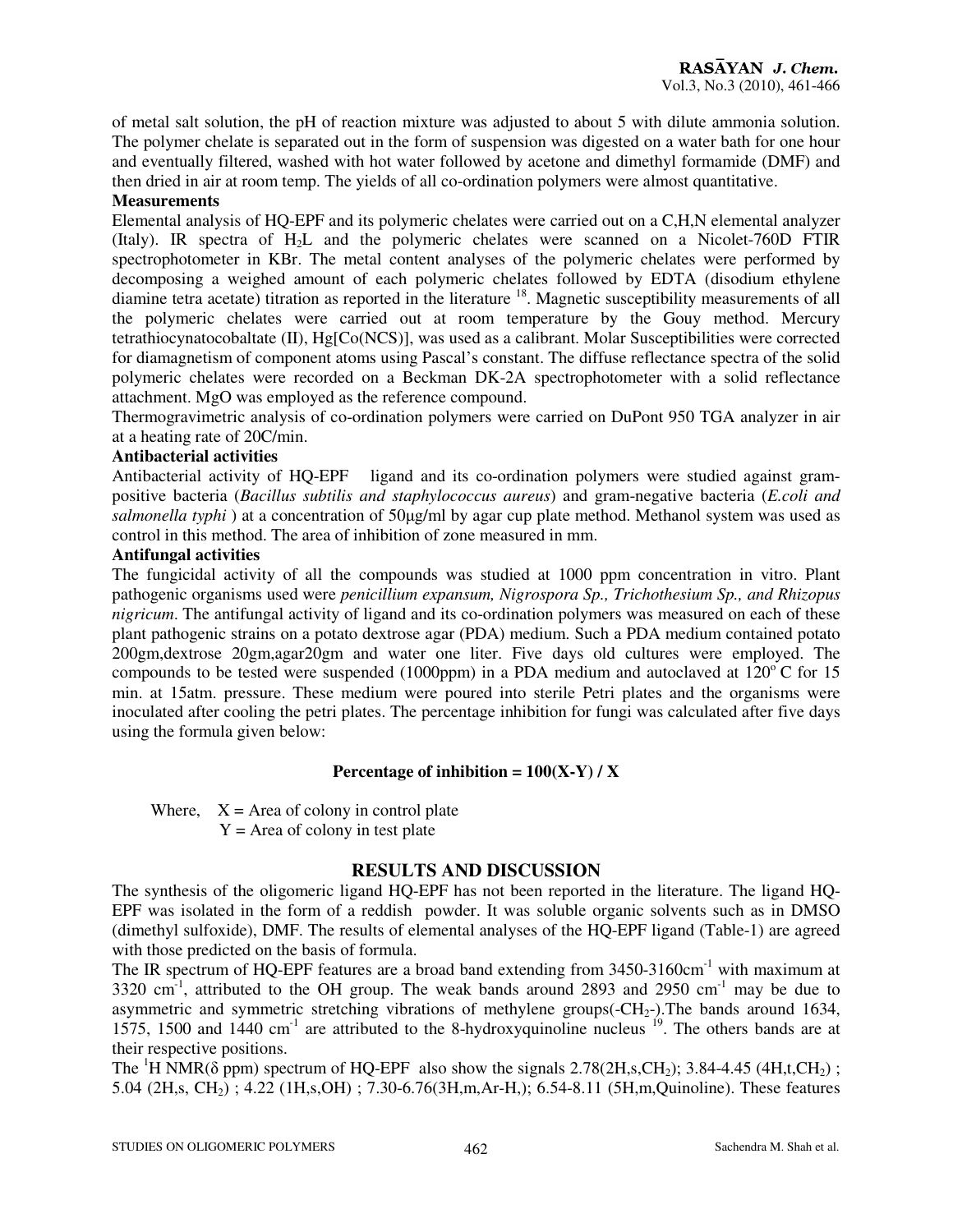of metal salt solution, the pH of reaction mixture was adjusted to about 5 with dilute ammonia solution. The polymer chelate is separated out in the form of suspension was digested on a water bath for one hour and eventually filtered, washed with hot water followed by acetone and dimethyl formamide (DMF) and then dried in air at room temp. The yields of all co-ordination polymers were almost quantitative.

**Measurements**

Elemental analysis of HQ-EPF and its polymeric chelates were carried out on a C,H,N elemental analyzer (Italy). IR spectra of $H_2L$ and the polymeric chelates were scanned on a Nicolet-760D FTIR spectrophotometer in KBr. The metal content analyses of the polymeric chelates were performed by decomposing a weighed amount of each polymeric chelates followed by EDTA (disodium ethylene diamine tetra acetate) titration as reported in the literature [18]. Magnetic susceptibility measurements of all the polymeric chelates were carried out at room temperature by the Gouy method. Mercury tetrathiocynatocobaltate (II), Hg[Co(NCS)], was used as a calibrant. Molar Susceptibilities were corrected for diamagnetism of component atoms using Pascal's constant. The diffuse reflectance spectra of the solid polymeric chelates were recorded on a Beckman DK-2A spectrophotometer with a solid reflectance attachment. MgO was employed as the reference compound.

Thermogravimetric analysis of co-ordination polymers were carried on DuPont 950 TGA analyzer in air at a heating rate of 20C/min.

**Antibacterial activities**

Antibacterial activity of HQ-EPF ligand and its co-ordination polymers were studied against gram-positive bacteria (*Bacillus subtilis and staphylococcus aureus*) and gram-negative bacteria (*E.coli and salmonella typhi* ) at a concentration of 50μg/ml by agar cup plate method. Methanol system was used as control in this method. The area of inhibition of zone measured in mm.

**Antifungal activities**

The fungicidal activity of all the compounds was studied at 1000 ppm concentration in vitro. Plant pathogenic organisms used were *penicillium expansum, Nigrospora Sp., Trichothesium Sp., and Rhizopus nigricum*. The antifungal activity of ligand and its co-ordination polymers was measured on each of these plant pathogenic strains on a potato dextrose agar (PDA) medium. Such a PDA medium contained potato 200gm,dextrose 20gm,agar20gm and water one liter. Five days old cultures were employed. The compounds to be tested were suspended (1000ppm) in a PDA medium and autoclaved at $120^{o}$ C for 15 min. at 15atm. pressure. These medium were poured into sterile Petri plates and the organisms were inoculated after cooling the petri plates. The percentage inhibition for fungi was calculated after five days using the formula given below:

$$\textbf{Percentage of inhibition} = 100(X-Y) / X$$

Where, X = Area of colony in control plate
Y = Area of colony in test plate

## RESULTS AND DISCUSSION

The synthesis of the oligomeric ligand HQ-EPF has not been reported in the literature. The ligand HQ-EPF was isolated in the form of a reddish powder. It was soluble organic solvents such as in DMSO (dimethyl sulfoxide), DMF. The results of elemental analyses of the HQ-EPF ligand (Table-1) are agreed with those predicted on the basis of formula.

The IR spectrum of HQ-EPF features are a broad band extending from 3450-3160cm$^{-1}$ with maximum at 3320 cm$^{-1}$, attributed to the OH group. The weak bands around 2893 and 2950 cm$^{-1}$ may be due to asymmetric and symmetric stretching vibrations of methylene groups(-$CH_2$-).The bands around 1634, 1575, 1500 and 1440 cm$^{-1}$ are attributed to the 8-hydroxyquinoline nucleus [19]. The others bands are at their respective positions.

The $^{1}$H NMR(δ ppm) spectrum of HQ-EPF also show the signals 2.78(2H,s,$CH_2$); 3.84-4.45 (4H,t,$CH_2$) ; 5.04 (2H,s, $CH_2$) ; 4.22 (1H,s,OH) ; 7.30-6.76(3H,m,Ar-H,); 6.54-8.11 (5H,m,Quinoline). These features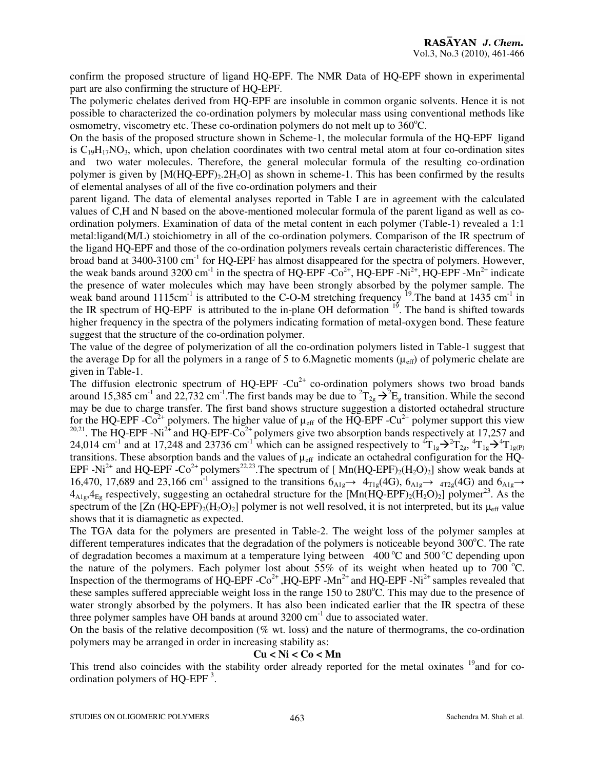confirm the proposed structure of ligand HQ-EPF. The NMR Data of HQ-EPF shown in experimental part are also confirming the structure of HQ-EPF.

The polymeric chelates derived from HQ-EPF are insoluble in common organic solvents. Hence it is not possible to characterized the co-ordination polymers by molecular mass using conventional methods like osmometry, viscometry etc. These co-ordination polymers do not melt up to 360°C.

On the basis of the proposed structure shown in Scheme-1, the molecular formula of the HQ-EPF ligand is $C_{19}H_{17}NO_3$, which, upon chelation coordinates with two central metal atom at four co-ordination sites and two water molecules. Therefore, the general molecular formula of the resulting co-ordination polymer is given by $[M(HQ\text{-}EPF)_2.2H_2O]$ as shown in scheme-1. This has been confirmed by the results of elemental analyses of all of the five co-ordination polymers and their parent ligand. The data of elemental analyses reported in Table I are in agreement with the calculated values of C,H and N based on the above-mentioned molecular formula of the parent ligand as well as co-ordination polymers. Examination of data of the metal content in each polymer (Table-1) revealed a 1:1 metal:ligand(M/L) stoichiometry in all of the co-ordination polymers. Comparison of the IR spectrum of the ligand HQ-EPF and those of the co-ordination polymers reveals certain characteristic differences. The broad band at 3400-3100 $cm^{-1}$ for HQ-EPF has almost disappeared for the spectra of polymers. However, the weak bands around 3200 $cm^{-1}$ in the spectra of HQ-EPF -$Co^{2+}$, HQ-EPF -$Ni^{2+}$, HQ-EPF -$Mn^{2+}$ indicate the presence of water molecules which may have been strongly absorbed by the polymer sample. The weak band around 1115$cm^{-1}$ is attributed to the C-O-M stretching frequency [19]. The band at 1435 $cm^{-1}$ in the IR spectrum of HQ-EPF is attributed to the in-plane OH deformation [19]. The band is shifted towards higher frequency in the spectra of the polymers indicating formation of metal-oxygen bond. These feature suggest that the structure of the co-ordination polymer.

The value of the degree of polymerization of all the co-ordination polymers listed in Table-1 suggest that the average Dp for all the polymers in a range of 5 to 6.Magnetic moments ($\mu_{eff}$) of polymeric chelate are given in Table-1.

The diffusion electronic spectrum of HQ-EPF -$Cu^{2+}$ co-ordination polymers shows two broad bands around 15,385 $cm^{-1}$ and 22,732 $cm^{-1}$.The first bands may be due to $^2T_{2g} \rightarrow {}^2E_g$ transition. While the second may be due to charge transfer. The first band shows structure suggestion a distorted octahedral structure for the HQ-EPF -$Co^{2+}$ polymers. The higher value of $\mu_{eff}$ of the HQ-EPF -$Cu^{2+}$ polymer support this view [20,21]. The HQ-EPF -$Ni^{2+}$ and HQ-EPF-$Co^{2+}$ polymers give two absorption bands respectively at 17,257 and 24,014 $cm^{-1}$ and at 17,248 and 23736 $cm^{-1}$ which can be assigned respectively to $^4T_{1g} \rightarrow {}^2T_{2g}$, $^4T_{1g} \rightarrow {}^4T_{1g(P)}$ transitions. These absorption bands and the values of $\mu_{eff}$ indicate an octahedral configuration for the HQ-EPF -$Ni^{2+}$ and HQ-EPF -$Co^{2+}$ polymers[22,23].The spectrum of $[Mn(HQ\text{-}EPF)_2(H_2O)_2]$ show weak bands at 16,470, 17,689 and 23,166 $cm^{-1}$ assigned to the transitions $6_{A1g} \rightarrow 4_{T1g}(4G)$, $6_{A1g} \rightarrow {}_{4T2g}(4G)$ and $6_{A1g} \rightarrow 4_{A1g}, 4_{Eg}$ respectively, suggesting an octahedral structure for the $[Mn(HQ\text{-}EPF)_2(H_2O)_2]$ polymer[23]. As the spectrum of the $[Zn(HQ\text{-}EPF)_2(H_2O)_2]$ polymer is not well resolved, it is not interpreted, but its $\mu_{eff}$ value shows that it is diamagnetic as expected.

The TGA data for the polymers are presented in Table-2. The weight loss of the polymer samples at different temperatures indicates that the degradation of the polymers is noticeable beyond 300°C. The rate of degradation becomes a maximum at a temperature lying between 400 °C and 500 °C depending upon the nature of the polymers. Each polymer lost about 55% of its weight when heated up to 700 °C. Inspection of the thermograms of HQ-EPF -$Co^{2+}$ ,HQ-EPF -$Mn^{2+}$ and HQ-EPF -$Ni^{2+}$ samples revealed that these samples suffered appreciable weight loss in the range 150 to 280°C. This may due to the presence of water strongly absorbed by the polymers. It has also been indicated earlier that the IR spectra of these three polymer samples have OH bands at around 3200 $cm^{-1}$ due to associated water.

On the basis of the relative decomposition (% wt. loss) and the nature of thermograms, the co-ordination polymers may be arranged in order in increasing stability as:

**Cu < Ni < Co < Mn**

This trend also coincides with the stability order already reported for the metal oxinates [19] and for co-ordination polymers of HQ-EPF [3].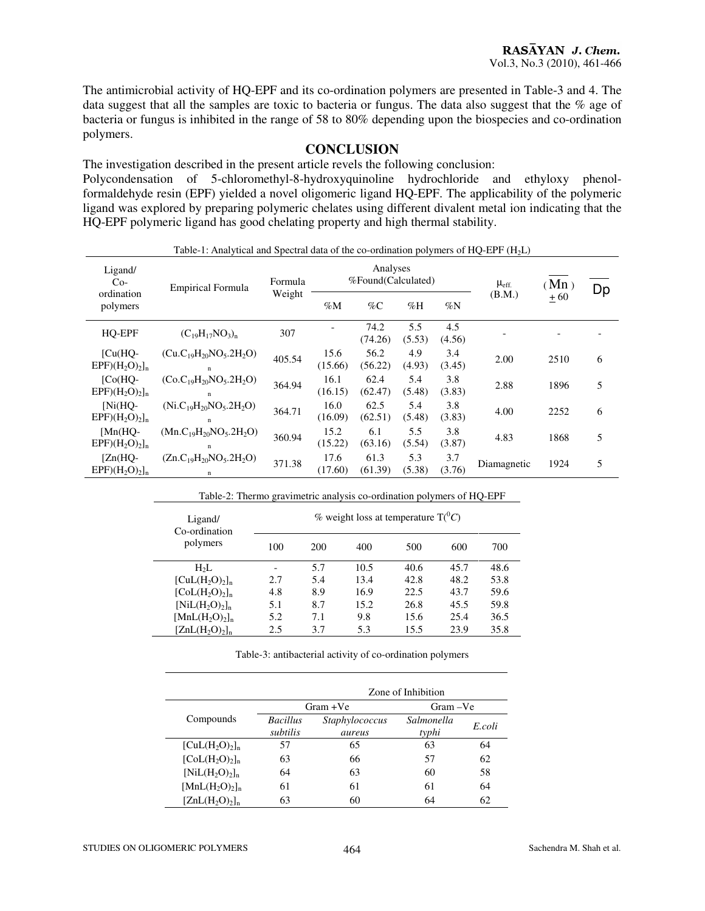The antimicrobial activity of HQ-EPF and its co-ordination polymers are presented in Table-3 and 4. The data suggest that all the samples are toxic to bacteria or fungus. The data also suggest that the % age of bacteria or fungus is inhibited in the range of 58 to 80% depending upon the biospecies and co-ordination polymers.

## CONCLUSION

The investigation described in the present article revels the following conclusion:

Polycondensation of 5-chloromethyl-8-hydroxyquinoline hydrochloride and ethyloxy phenol-formaldehyde resin (EPF) yielded a novel oligomeric ligand HQ-EPF. The applicability of the polymeric ligand was explored by preparing polymeric chelates using different divalent metal ion indicating that the HQ-EPF polymeric ligand has good chelating property and high thermal stability.

Table-1: Analytical and Spectral data of the co-ordination polymers of HQ-EPF ($H_2L$)

| Ligand/ Co-ordination polymers | Empirical Formula | Formula Weight | Analyses %Found(Calculated) | | | | $\mu_{eff.}$ (B.M.) | ($\overline{Mn}$) $\pm$ 60 | $\overline{Dp}$ |
|---|---|---|---|---|---|---|---|---|---|
| | | | %M | %C | %H | %N | | | |
| HQ-EPF | $(C_{19}H_{17}NO_3)_n$ | 307 | - | 74.2 (74.26) | 5.5 (5.53) | 4.5 (4.56) | - | - | - |
| $[Cu(HQ\text{-}EPF)(H_2O)_2]_n$ | $(Cu.C_{19}H_{20}NO_5.2H_2O)_n$ | 405.54 | 15.6 (15.66) | 56.2 (56.22) | 4.9 (4.93) | 3.4 (3.45) | 2.00 | 2510 | 6 |
| $[Co(HQ\text{-}EPF)(H_2O)_2]_n$ | $(Co.C_{19}H_{20}NO_5.2H_2O)_n$ | 364.94 | 16.1 (16.15) | 62.4 (62.47) | 5.4 (5.48) | 3.8 (3.83) | 2.88 | 1896 | 5 |
| $[Ni(HQ\text{-}EPF)(H_2O)_2]_n$ | $(Ni.C_{19}H_{20}NO_5.2H_2O)_n$ | 364.71 | 16.0 (16.09) | 62.5 (62.51) | 5.4 (5.48) | 3.8 (3.83) | 4.00 | 2252 | 6 |
| $[Mn(HQ\text{-}EPF)(H_2O)_2]_n$ | $(Mn.C_{19}H_{20}NO_5.2H_2O)_n$ | 360.94 | 15.2 (15.22) | 6.1 (63.16) | 5.5 (5.54) | 3.8 (3.87) | 4.83 | 1868 | 5 |
| $[Zn(HQ\text{-}EPF)(H_2O)_2]_n$ | $(Zn.C_{19}H_{20}NO_5.2H_2O)_n$ | 371.38 | 17.6 (17.60) | 61.3 (61.39) | 5.3 (5.38) | 3.7 (3.76) | Diamagnetic | 1924 | 5 |

Table-2: Thermo gravimetric analysis co-ordination polymers of HQ-EPF

| Ligand/ Co-ordination polymers | % weight loss at temperature T($^0C$) | | | | | |
|---|---|---|---|---|---|---|
| | 100 | 200 | 400 | 500 | 600 | 700 |
| $H_2L$ | - | 5.7 | 10.5 | 40.6 | 45.7 | 48.6 |
| $[CuL(H_2O)_2]_n$ | 2.7 | 5.4 | 13.4 | 42.8 | 48.2 | 53.8 |
| $[CoL(H_2O)_2]_n$ | 4.8 | 8.9 | 16.9 | 22.5 | 43.7 | 59.6 |
| $[NiL(H_2O)_2]_n$ | 5.1 | 8.7 | 15.2 | 26.8 | 45.5 | 59.8 |
| $[MnL(H_2O)_2]_n$ | 5.2 | 7.1 | 9.8 | 15.6 | 25.4 | 36.5 |
| $[ZnL(H_2O)_2]_n$ | 2.5 | 3.7 | 5.3 | 15.5 | 23.9 | 35.8 |

Table-3: antibacterial activity of co-ordination polymers

| Compounds | Zone of Inhibition | | | |
|---|---|---|---|---|
| | Gram +Ve | | Gram –Ve | |
| | *Bacillus subtilis* | *Staphylococcus aureus* | *Salmonella typhi* | *E.coli* |
| $[CuL(H_2O)_2]_n$ | 57 | 65 | 63 | 64 |
| $[CoL(H_2O)_2]_n$ | 63 | 66 | 57 | 62 |
| $[NiL(H_2O)_2]_n$ | 64 | 63 | 60 | 58 |
| $[MnL(H_2O)_2]_n$ | 61 | 61 | 61 | 64 |
| $[ZnL(H_2O)_2]_n$ | 63 | 60 | 64 | 62 |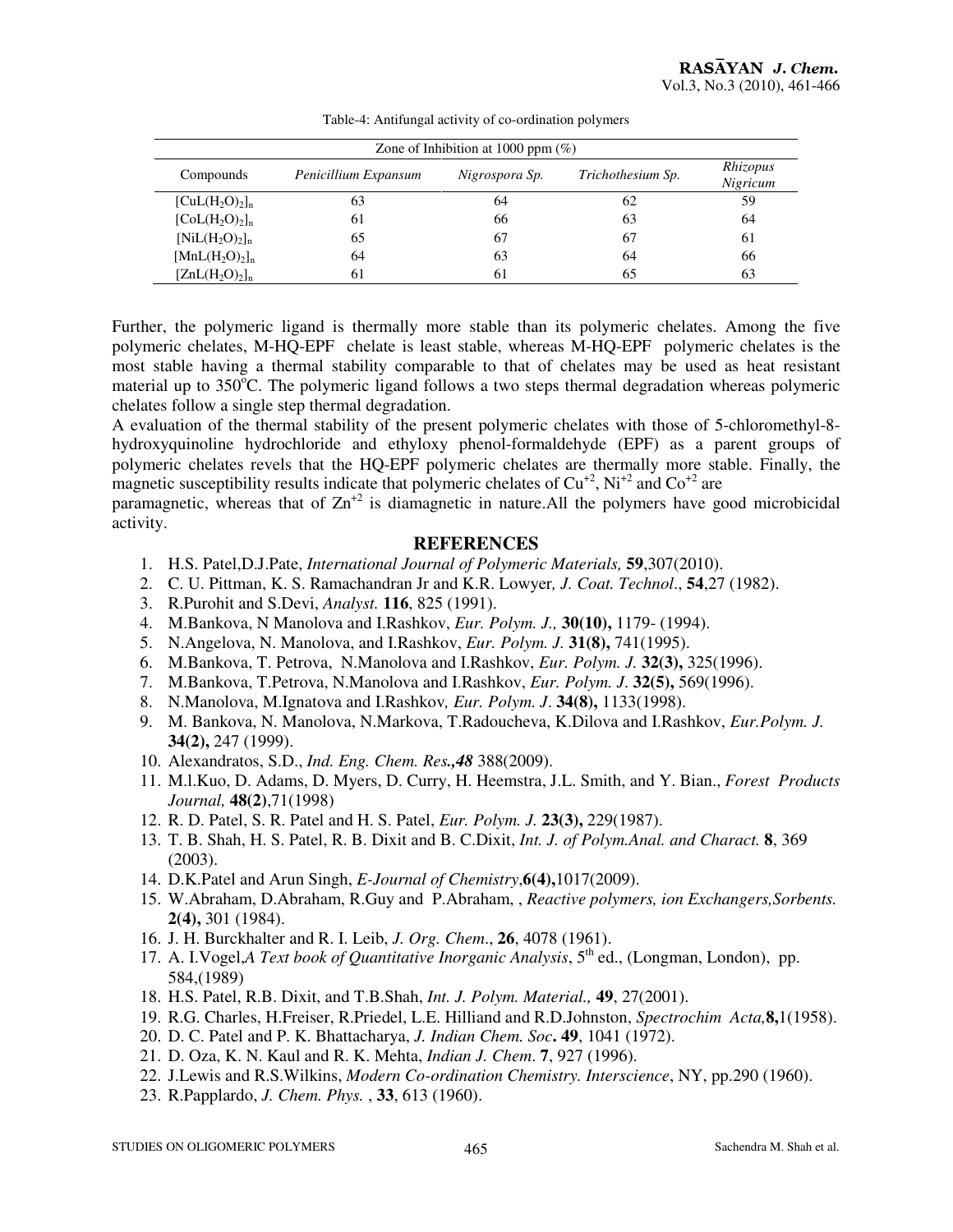Table-4: Antifungal activity of co-ordination polymers

| Compounds | Zone of Inhibition at 1000 ppm (%) | | | |
|---|---|---|---|---|
| | *Penicillium Expansum* | *Nigrospora Sp.* | *Trichothesium Sp.* | *Rhizopus Nigricum* |
| $[CuL(H_2O)_2]_n$ | 63 | 64 | 62 | 59 |
| $[CoL(H_2O)_2]_n$ | 61 | 66 | 63 | 64 |
| $[NiL(H_2O)_2]_n$ | 65 | 67 | 67 | 61 |
| $[MnL(H_2O)_2]_n$ | 64 | 63 | 64 | 66 |
| $[ZnL(H_2O)_2]_n$ | 61 | 61 | 65 | 63 |

Further, the polymeric ligand is thermally more stable than its polymeric chelates. Among the five polymeric chelates, M-HQ-EPF chelate is least stable, whereas M-HQ-EPF polymeric chelates is the most stable having a thermal stability comparable to that of chelates may be used as heat resistant material up to 350°C. The polymeric ligand follows a two steps thermal degradation whereas polymeric chelates follow a single step thermal degradation.

A evaluation of the thermal stability of the present polymeric chelates with those of 5-chloromethyl-8-hydroxyquinoline hydrochloride and ethyloxy phenol-formaldehyde (EPF) as a parent groups of polymeric chelates revels that the HQ-EPF polymeric chelates are thermally more stable. Finally, the magnetic susceptibility results indicate that polymeric chelates of $Cu^{+2}$, $Ni^{+2}$ and $Co^{+2}$ are paramagnetic, whereas that of $Zn^{+2}$ is diamagnetic in nature.All the polymers have good microbicidal activity.

## REFERENCES

1. H.S. Patel,D.J.Pate, *International Journal of Polymeric Materials,* **59**,307(2010).
2. C. U. Pittman, K. S. Ramachandran Jr and K.R. Lowyer*, J. Coat. Technol*., **54**,27 (1982).
3. R.Purohit and S.Devi, *Analyst.* **116**, 825 (1991).
4. M.Bankova, N Manolova and I.Rashkov, *Eur. Polym. J.,* **30(10),** 1179- (1994).
5. N.Angelova, N. Manolova, and I.Rashkov, *Eur. Polym. J.* **31(8),** 741(1995).
6. M.Bankova, T. Petrova, N.Manolova and I.Rashkov, *Eur. Polym. J.* **32(3),** 325(1996).
7. M.Bankova, T.Petrova, N.Manolova and I.Rashkov, *Eur. Polym. J*. **32(5),** 569(1996).
8. N.Manolova, M.Ignatova and I.Rashkov*, Eur. Polym. J*. **34(8),** 1133(1998).
9. M. Bankova, N. Manolova, N.Markova, T.Radoucheva, K.Dilova and I.Rashkov, *Eur.Polym. J.* **34(2),** 247 (1999).
10. Alexandratos, S.D., *Ind. Eng. Chem. Res.,48* 388(2009).
11. M.l.Kuo, D. Adams, D. Myers, D. Curry, H. Heemstra, J.L. Smith, and Y. Bian., *Forest Products Journal,* **48(2)**,71(1998)
12. R. D. Patel, S. R. Patel and H. S. Patel, *Eur. Polym. J.* **23(3),** 229(1987).
13. T. B. Shah, H. S. Patel, R. B. Dixit and B. C.Dixit, *Int. J. of Polym.Anal. and Charact.* **8**, 369 (2003).
14. D.K.Patel and Arun Singh, *E-Journal of Chemistry*,**6(4),**1017(2009).
15. W.Abraham, D.Abraham, R.Guy and P.Abraham, , *Reactive polymers, ion Exchangers,Sorbents.* **2(4),** 301 (1984).
16. J. H. Burckhalter and R. I. Leib, *J. Org. Chem*., **26**, 4078 (1961).
17. A. I.Vogel,*A Text book of Quantitative Inorganic Analysis*, 5th ed., (Longman, London), pp. 584,(1989)
18. H.S. Patel, R.B. Dixit, and T.B.Shah, *Int. J. Polym. Material.,* **49**, 27(2001).
19. R.G. Charles, H.Freiser, R.Priedel, L.E. Hilliand and R.D.Johnston, *Spectrochim Acta,***8,**1(1958).
20. D. C. Patel and P. K. Bhattacharya, *J. Indian Chem. Soc***. 49**, 1041 (1972).
21. D. Oza, K. N. Kaul and R. K. Mehta, *Indian J. Chem*. **7**, 927 (1996).
22. J.Lewis and R.S.Wilkins, *Modern Co-ordination Chemistry. Interscience*, NY, pp.290 (1960).
23. R.Papplardo, *J. Chem. Phys.* , **33**, 613 (1960).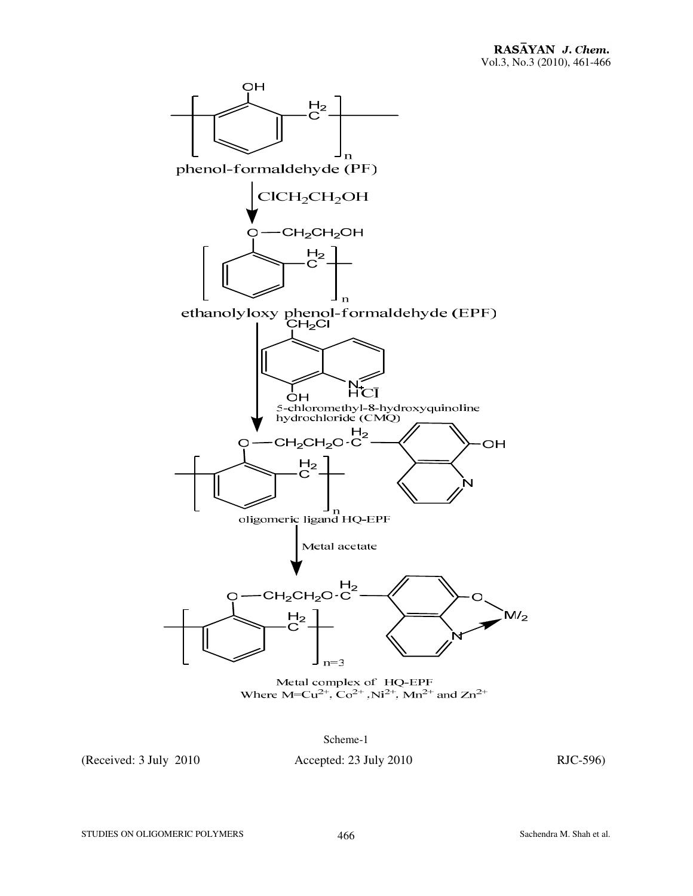phenol-formaldehyde (PF)

$ClCH_2CH_2OH$

ethanolyloxy phenol-formaldehyde (EPF)

5-chloromethyl-8-hydroxyquinoline hydrochloride (CMQ)

oligomeric ligand HQ-EPF

Metal acetate

Metal complex of HQ-EPF
Where M=$Cu^{2+}$, $Co^{2+}$, $Ni^{2+}$, $Mn^{2+}$ and $Zn^{2+}$

Scheme-1

(Received: 3 July 2010 Accepted: 23 July 2010 RJC-596)